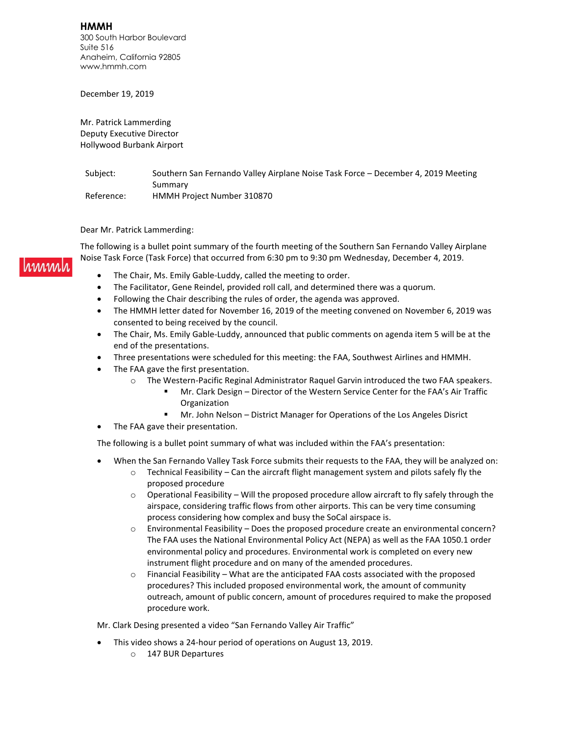**HMMH**
300 South Harbor Boulevard
Suite 516
Anaheim, California 92805
www.hmmh.com

December 19, 2019

Mr. Patrick Lammerding
Deputy Executive Director
Hollywood Burbank Airport

Subject: Southern San Fernando Valley Airplane Noise Task Force – December 4, 2019 Meeting Summary
Reference: HMMH Project Number 310870

Dear Mr. Patrick Lammerding:

The following is a bullet point summary of the fourth meeting of the Southern San Fernando Valley Airplane Noise Task Force (Task Force) that occurred from 6:30 pm to 9:30 pm Wednesday, December 4, 2019.

- The Chair, Ms. Emily Gable-Luddy, called the meeting to order.
- The Facilitator, Gene Reindel, provided roll call, and determined there was a quorum.
- Following the Chair describing the rules of order, the agenda was approved.
- The HMMH letter dated for November 16, 2019 of the meeting convened on November 6, 2019 was consented to being received by the council.
- The Chair, Ms. Emily Gable-Luddy, announced that public comments on agenda item 5 will be at the end of the presentations.
- Three presentations were scheduled for this meeting: the FAA, Southwest Airlines and HMMH.
- The FAA gave the first presentation.
  - The Western-Pacific Reginal Administrator Raquel Garvin introduced the two FAA speakers.
    - Mr. Clark Design – Director of the Western Service Center for the FAA's Air Traffic Organization
    - Mr. John Nelson – District Manager for Operations of the Los Angeles Disrict
- The FAA gave their presentation.

The following is a bullet point summary of what was included within the FAA's presentation:

- When the San Fernando Valley Task Force submits their requests to the FAA, they will be analyzed on:
  - Technical Feasibility – Can the aircraft flight management system and pilots safely fly the proposed procedure
  - Operational Feasibility – Will the proposed procedure allow aircraft to fly safely through the airspace, considering traffic flows from other airports. This can be very time consuming process considering how complex and busy the SoCal airspace is.
  - Environmental Feasibility – Does the proposed procedure create an environmental concern? The FAA uses the National Environmental Policy Act (NEPA) as well as the FAA 1050.1 order environmental policy and procedures. Environmental work is completed on every new instrument flight procedure and on many of the amended procedures.
  - Financial Feasibility – What are the anticipated FAA costs associated with the proposed procedures? This included proposed environmental work, the amount of community outreach, amount of public concern, amount of procedures required to make the proposed procedure work.

Mr. Clark Desing presented a video "San Fernando Valley Air Traffic"

- This video shows a 24-hour period of operations on August 13, 2019.
  - 147 BUR Departures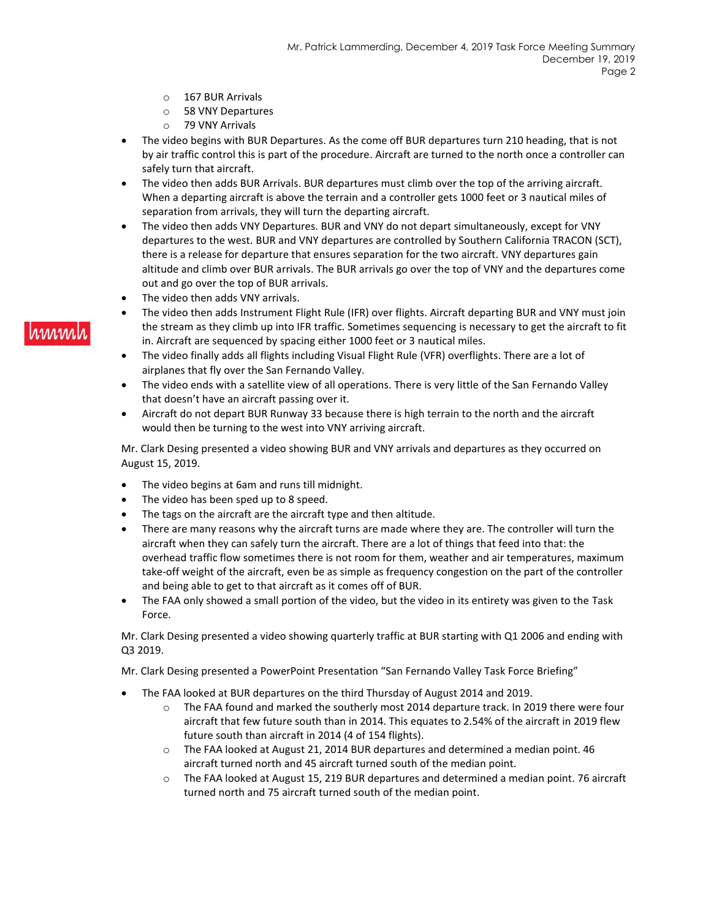- 167 BUR Arrivals
  - 58 VNY Departures
  - 79 VNY Arrivals
- The video begins with BUR Departures. As the come off BUR departures turn 210 heading, that is not by air traffic control this is part of the procedure. Aircraft are turned to the north once a controller can safely turn that aircraft.
- The video then adds BUR Arrivals. BUR departures must climb over the top of the arriving aircraft. When a departing aircraft is above the terrain and a controller gets 1000 feet or 3 nautical miles of separation from arrivals, they will turn the departing aircraft.
- The video then adds VNY Departures. BUR and VNY do not depart simultaneously, except for VNY departures to the west. BUR and VNY departures are controlled by Southern California TRACON (SCT), there is a release for departure that ensures separation for the two aircraft. VNY departures gain altitude and climb over BUR arrivals. The BUR arrivals go over the top of VNY and the departures come out and go over the top of BUR arrivals.
- The video then adds VNY arrivals.
- The video then adds Instrument Flight Rule (IFR) over flights. Aircraft departing BUR and VNY must join the stream as they climb up into IFR traffic. Sometimes sequencing is necessary to get the aircraft to fit in. Aircraft are sequenced by spacing either 1000 feet or 3 nautical miles.
- The video finally adds all flights including Visual Flight Rule (VFR) overflights. There are a lot of airplanes that fly over the San Fernando Valley.
- The video ends with a satellite view of all operations. There is very little of the San Fernando Valley that doesn't have an aircraft passing over it.
- Aircraft do not depart BUR Runway 33 because there is high terrain to the north and the aircraft would then be turning to the west into VNY arriving aircraft.

Mr. Clark Desing presented a video showing BUR and VNY arrivals and departures as they occurred on August 15, 2019.

- The video begins at 6am and runs till midnight.
- The video has been sped up to 8 speed.
- The tags on the aircraft are the aircraft type and then altitude.
- There are many reasons why the aircraft turns are made where they are. The controller will turn the aircraft when they can safely turn the aircraft. There are a lot of things that feed into that: the overhead traffic flow sometimes there is not room for them, weather and air temperatures, maximum take-off weight of the aircraft, even be as simple as frequency congestion on the part of the controller and being able to get to that aircraft as it comes off of BUR.
- The FAA only showed a small portion of the video, but the video in its entirety was given to the Task Force.

Mr. Clark Desing presented a video showing quarterly traffic at BUR starting with Q1 2006 and ending with Q3 2019.

Mr. Clark Desing presented a PowerPoint Presentation "San Fernando Valley Task Force Briefing"

- The FAA looked at BUR departures on the third Thursday of August 2014 and 2019.
  - The FAA found and marked the southerly most 2014 departure track. In 2019 there were four aircraft that few future south than in 2014. This equates to 2.54% of the aircraft in 2019 flew future south than aircraft in 2014 (4 of 154 flights).
  - The FAA looked at August 21, 2014 BUR departures and determined a median point. 46 aircraft turned north and 45 aircraft turned south of the median point.
  - The FAA looked at August 15, 219 BUR departures and determined a median point. 76 aircraft turned north and 75 aircraft turned south of the median point.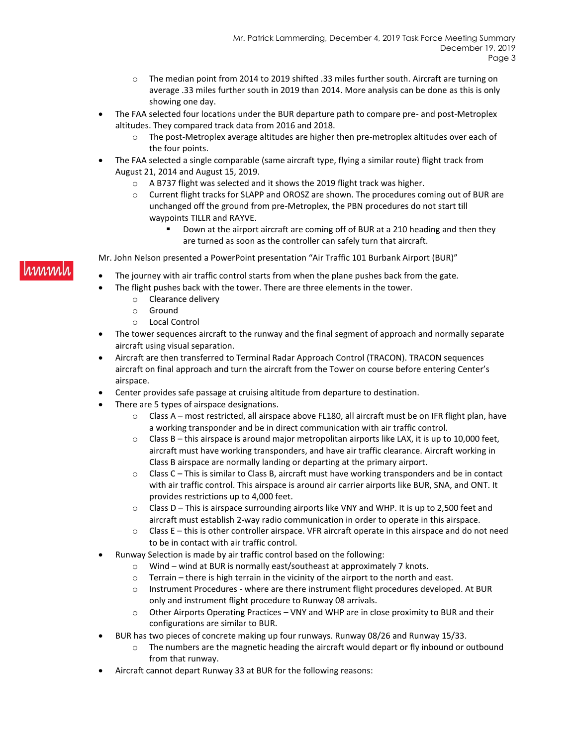- The median point from 2014 to 2019 shifted .33 miles further south. Aircraft are turning on average .33 miles further south in 2019 than 2014. More analysis can be done as this is only showing one day.
- The FAA selected four locations under the BUR departure path to compare pre- and post-Metroplex altitudes. They compared track data from 2016 and 2018.
  - The post-Metroplex average altitudes are higher then pre-metroplex altitudes over each of the four points.
- The FAA selected a single comparable (same aircraft type, flying a similar route) flight track from August 21, 2014 and August 15, 2019.
  - A B737 flight was selected and it shows the 2019 flight track was higher.
  - Current flight tracks for SLAPP and OROSZ are shown. The procedures coming out of BUR are unchanged off the ground from pre-Metroplex, the PBN procedures do not start till waypoints TILLR and RAYVE.
    - Down at the airport aircraft are coming off of BUR at a 210 heading and then they are turned as soon as the controller can safely turn that aircraft.

Mr. John Nelson presented a PowerPoint presentation "Air Traffic 101 Burbank Airport (BUR)"

- The journey with air traffic control starts from when the plane pushes back from the gate.
- The flight pushes back with the tower. There are three elements in the tower.
  - Clearance delivery
  - Ground
  - Local Control
- The tower sequences aircraft to the runway and the final segment of approach and normally separate aircraft using visual separation.
- Aircraft are then transferred to Terminal Radar Approach Control (TRACON). TRACON sequences aircraft on final approach and turn the aircraft from the Tower on course before entering Center's airspace.
- Center provides safe passage at cruising altitude from departure to destination.
- There are 5 types of airspace designations.
  - Class A – most restricted, all airspace above FL180, all aircraft must be on IFR flight plan, have a working transponder and be in direct communication with air traffic control.
  - Class B – this airspace is around major metropolitan airports like LAX, it is up to 10,000 feet, aircraft must have working transponders, and have air traffic clearance. Aircraft working in Class B airspace are normally landing or departing at the primary airport.
  - Class C – This is similar to Class B, aircraft must have working transponders and be in contact with air traffic control. This airspace is around air carrier airports like BUR, SNA, and ONT. It provides restrictions up to 4,000 feet.
  - Class D – This is airspace surrounding airports like VNY and WHP. It is up to 2,500 feet and aircraft must establish 2-way radio communication in order to operate in this airspace.
  - Class E – this is other controller airspace. VFR aircraft operate in this airspace and do not need to be in contact with air traffic control.
- Runway Selection is made by air traffic control based on the following:
  - Wind – wind at BUR is normally east/southeast at approximately 7 knots.
  - Terrain – there is high terrain in the vicinity of the airport to the north and east.
  - Instrument Procedures - where are there instrument flight procedures developed. At BUR only and instrument flight procedure to Runway 08 arrivals.
  - Other Airports Operating Practices – VNY and WHP are in close proximity to BUR and their configurations are similar to BUR.
- BUR has two pieces of concrete making up four runways. Runway 08/26 and Runway 15/33.
  - The numbers are the magnetic heading the aircraft would depart or fly inbound or outbound from that runway.
- Aircraft cannot depart Runway 33 at BUR for the following reasons: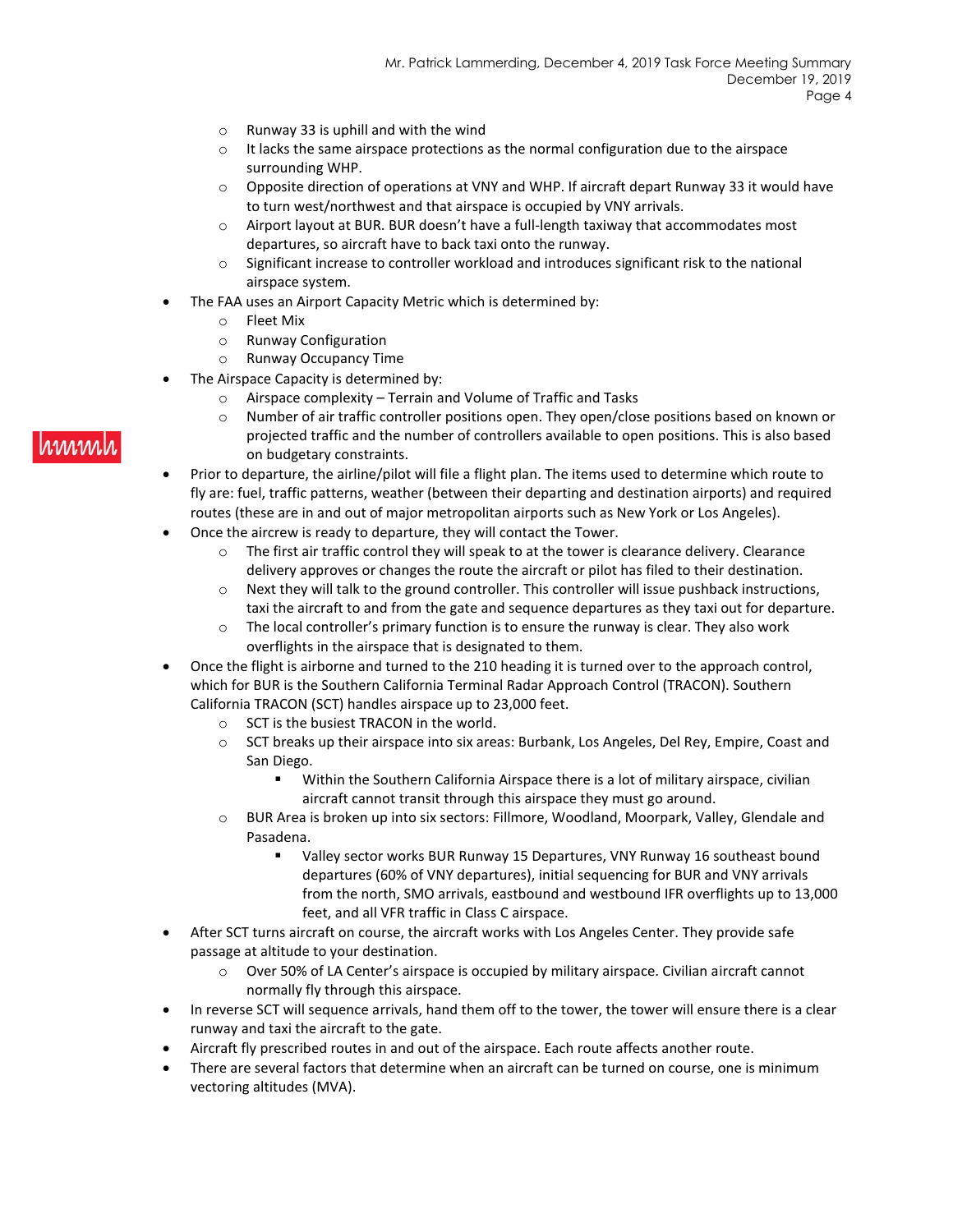- Runway 33 is uphill and with the wind
    - It lacks the same airspace protections as the normal configuration due to the airspace surrounding WHP.
    - Opposite direction of operations at VNY and WHP. If aircraft depart Runway 33 it would have to turn west/northwest and that airspace is occupied by VNY arrivals.
    - Airport layout at BUR. BUR doesn't have a full-length taxiway that accommodates most departures, so aircraft have to back taxi onto the runway.
    - Significant increase to controller workload and introduces significant risk to the national airspace system.
- The FAA uses an Airport Capacity Metric which is determined by:
    - Fleet Mix
    - Runway Configuration
    - Runway Occupancy Time
- The Airspace Capacity is determined by:
    - Airspace complexity – Terrain and Volume of Traffic and Tasks
    - Number of air traffic controller positions open. They open/close positions based on known or projected traffic and the number of controllers available to open positions. This is also based on budgetary constraints.
- Prior to departure, the airline/pilot will file a flight plan. The items used to determine which route to fly are: fuel, traffic patterns, weather (between their departing and destination airports) and required routes (these are in and out of major metropolitan airports such as New York or Los Angeles).
- Once the aircrew is ready to departure, they will contact the Tower.
    - The first air traffic control they will speak to at the tower is clearance delivery. Clearance delivery approves or changes the route the aircraft or pilot has filed to their destination.
    - Next they will talk to the ground controller. This controller will issue pushback instructions, taxi the aircraft to and from the gate and sequence departures as they taxi out for departure.
    - The local controller's primary function is to ensure the runway is clear. They also work overflights in the airspace that is designated to them.
- Once the flight is airborne and turned to the 210 heading it is turned over to the approach control, which for BUR is the Southern California Terminal Radar Approach Control (TRACON). Southern California TRACON (SCT) handles airspace up to 23,000 feet.
    - SCT is the busiest TRACON in the world.
    - SCT breaks up their airspace into six areas: Burbank, Los Angeles, Del Rey, Empire, Coast and San Diego.
        - Within the Southern California Airspace there is a lot of military airspace, civilian aircraft cannot transit through this airspace they must go around.
    - BUR Area is broken up into six sectors: Fillmore, Woodland, Moorpark, Valley, Glendale and Pasadena.
        - Valley sector works BUR Runway 15 Departures, VNY Runway 16 southeast bound departures (60% of VNY departures), initial sequencing for BUR and VNY arrivals from the north, SMO arrivals, eastbound and westbound IFR overflights up to 13,000 feet, and all VFR traffic in Class C airspace.
- After SCT turns aircraft on course, the aircraft works with Los Angeles Center. They provide safe passage at altitude to your destination.
    - Over 50% of LA Center's airspace is occupied by military airspace. Civilian aircraft cannot normally fly through this airspace.
- In reverse SCT will sequence arrivals, hand them off to the tower, the tower will ensure there is a clear runway and taxi the aircraft to the gate.
- Aircraft fly prescribed routes in and out of the airspace. Each route affects another route.
- There are several factors that determine when an aircraft can be turned on course, one is minimum vectoring altitudes (MVA).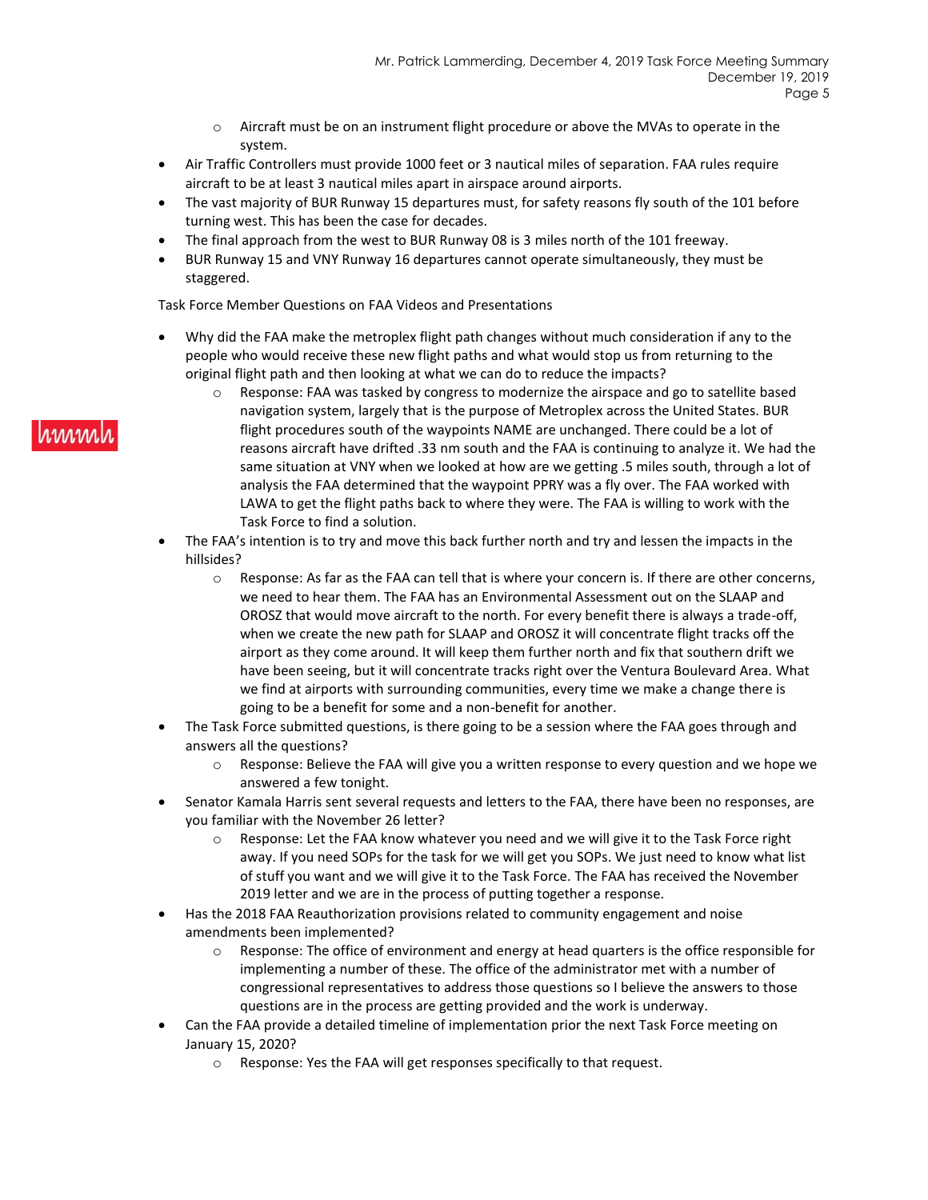- Aircraft must be on an instrument flight procedure or above the MVAs to operate in the system.
- Air Traffic Controllers must provide 1000 feet or 3 nautical miles of separation. FAA rules require aircraft to be at least 3 nautical miles apart in airspace around airports.
- The vast majority of BUR Runway 15 departures must, for safety reasons fly south of the 101 before turning west. This has been the case for decades.
- The final approach from the west to BUR Runway 08 is 3 miles north of the 101 freeway.
- BUR Runway 15 and VNY Runway 16 departures cannot operate simultaneously, they must be staggered.

Task Force Member Questions on FAA Videos and Presentations

- Why did the FAA make the metroplex flight path changes without much consideration if any to the people who would receive these new flight paths and what would stop us from returning to the original flight path and then looking at what we can do to reduce the impacts?
  - Response: FAA was tasked by congress to modernize the airspace and go to satellite based navigation system, largely that is the purpose of Metroplex across the United States. BUR flight procedures south of the waypoints NAME are unchanged. There could be a lot of reasons aircraft have drifted .33 nm south and the FAA is continuing to analyze it. We had the same situation at VNY when we looked at how are we getting .5 miles south, through a lot of analysis the FAA determined that the waypoint PPRY was a fly over. The FAA worked with LAWA to get the flight paths back to where they were. The FAA is willing to work with the Task Force to find a solution.
- The FAA's intention is to try and move this back further north and try and lessen the impacts in the hillsides?
  - Response: As far as the FAA can tell that is where your concern is. If there are other concerns, we need to hear them. The FAA has an Environmental Assessment out on the SLAAP and OROSZ that would move aircraft to the north. For every benefit there is always a trade-off, when we create the new path for SLAAP and OROSZ it will concentrate flight tracks off the airport as they come around. It will keep them further north and fix that southern drift we have been seeing, but it will concentrate tracks right over the Ventura Boulevard Area. What we find at airports with surrounding communities, every time we make a change there is going to be a benefit for some and a non-benefit for another.
- The Task Force submitted questions, is there going to be a session where the FAA goes through and answers all the questions?
  - Response: Believe the FAA will give you a written response to every question and we hope we answered a few tonight.
- Senator Kamala Harris sent several requests and letters to the FAA, there have been no responses, are you familiar with the November 26 letter?
  - Response: Let the FAA know whatever you need and we will give it to the Task Force right away. If you need SOPs for the task for we will get you SOPs. We just need to know what list of stuff you want and we will give it to the Task Force. The FAA has received the November 2019 letter and we are in the process of putting together a response.
- Has the 2018 FAA Reauthorization provisions related to community engagement and noise amendments been implemented?
  - Response: The office of environment and energy at head quarters is the office responsible for implementing a number of these. The office of the administrator met with a number of congressional representatives to address those questions so I believe the answers to those questions are in the process are getting provided and the work is underway.
- Can the FAA provide a detailed timeline of implementation prior the next Task Force meeting on January 15, 2020?
  - Response: Yes the FAA will get responses specifically to that request.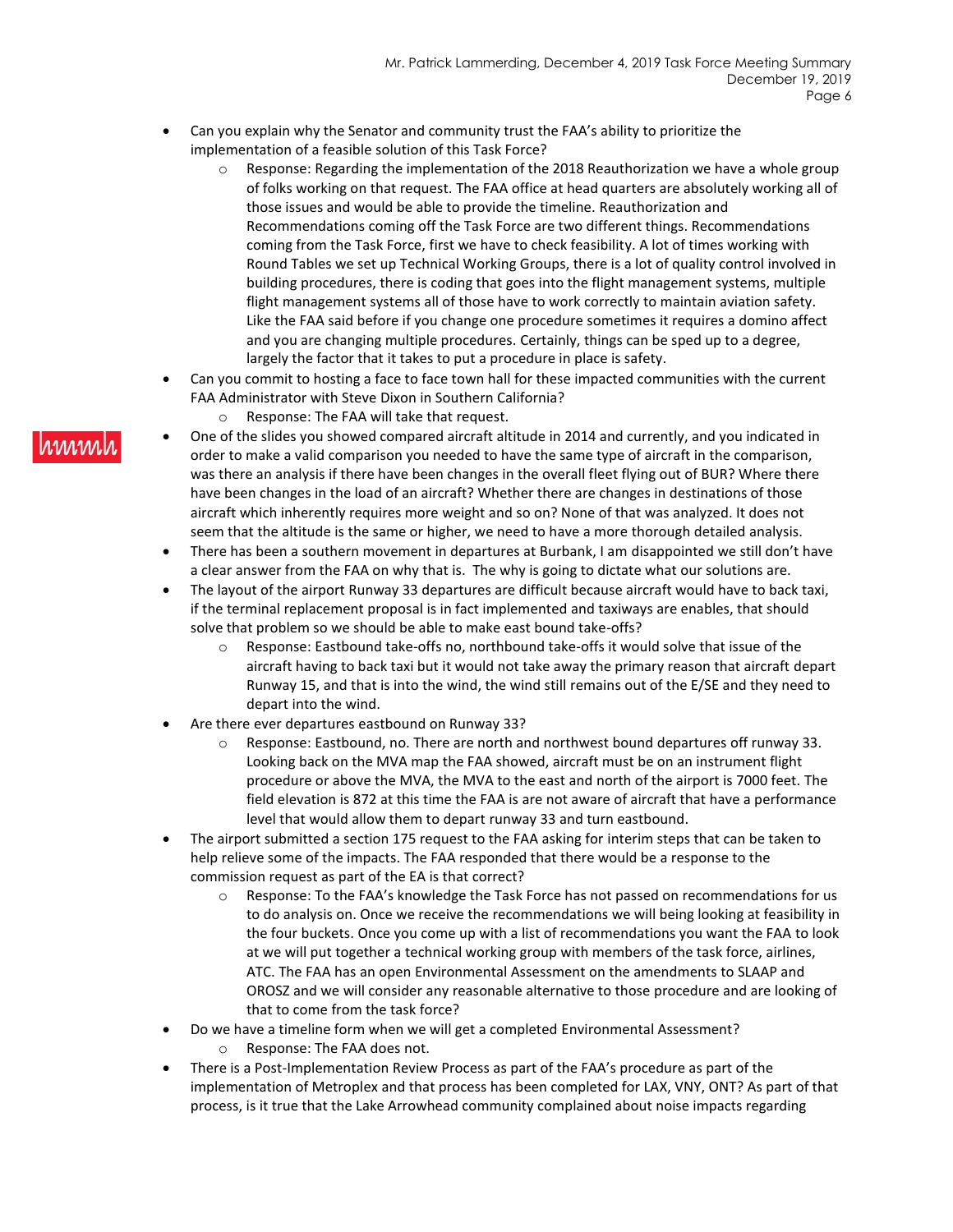- Can you explain why the Senator and community trust the FAA's ability to prioritize the implementation of a feasible solution of this Task Force?
    - Response: Regarding the implementation of the 2018 Reauthorization we have a whole group of folks working on that request. The FAA office at head quarters are absolutely working all of those issues and would be able to provide the timeline. Reauthorization and Recommendations coming off the Task Force are two different things. Recommendations coming from the Task Force, first we have to check feasibility. A lot of times working with Round Tables we set up Technical Working Groups, there is a lot of quality control involved in building procedures, there is coding that goes into the flight management systems, multiple flight management systems all of those have to work correctly to maintain aviation safety. Like the FAA said before if you change one procedure sometimes it requires a domino affect and you are changing multiple procedures. Certainly, things can be sped up to a degree, largely the factor that it takes to put a procedure in place is safety.
- Can you commit to hosting a face to face town hall for these impacted communities with the current FAA Administrator with Steve Dixon in Southern California?
    - Response: The FAA will take that request.
- One of the slides you showed compared aircraft altitude in 2014 and currently, and you indicated in order to make a valid comparison you needed to have the same type of aircraft in the comparison, was there an analysis if there have been changes in the overall fleet flying out of BUR? Where there have been changes in the load of an aircraft? Whether there are changes in destinations of those aircraft which inherently requires more weight and so on? None of that was analyzed. It does not seem that the altitude is the same or higher, we need to have a more thorough detailed analysis.
- There has been a southern movement in departures at Burbank, I am disappointed we still don't have a clear answer from the FAA on why that is. The why is going to dictate what our solutions are.
- The layout of the airport Runway 33 departures are difficult because aircraft would have to back taxi, if the terminal replacement proposal is in fact implemented and taxiways are enables, that should solve that problem so we should be able to make east bound take-offs?
    - Response: Eastbound take-offs no, northbound take-offs it would solve that issue of the aircraft having to back taxi but it would not take away the primary reason that aircraft depart Runway 15, and that is into the wind, the wind still remains out of the E/SE and they need to depart into the wind.
- Are there ever departures eastbound on Runway 33?
    - Response: Eastbound, no. There are north and northwest bound departures off runway 33. Looking back on the MVA map the FAA showed, aircraft must be on an instrument flight procedure or above the MVA, the MVA to the east and north of the airport is 7000 feet. The field elevation is 872 at this time the FAA is are not aware of aircraft that have a performance level that would allow them to depart runway 33 and turn eastbound.
- The airport submitted a section 175 request to the FAA asking for interim steps that can be taken to help relieve some of the impacts. The FAA responded that there would be a response to the commission request as part of the EA is that correct?
    - Response: To the FAA's knowledge the Task Force has not passed on recommendations for us to do analysis on. Once we receive the recommendations we will being looking at feasibility in the four buckets. Once you come up with a list of recommendations you want the FAA to look at we will put together a technical working group with members of the task force, airlines, ATC. The FAA has an open Environmental Assessment on the amendments to SLAAP and OROSZ and we will consider any reasonable alternative to those procedure and are looking of that to come from the task force?
- Do we have a timeline form when we will get a completed Environmental Assessment?
    - Response: The FAA does not.
- There is a Post-Implementation Review Process as part of the FAA's procedure as part of the implementation of Metroplex and that process has been completed for LAX, VNY, ONT? As part of that process, is it true that the Lake Arrowhead community complained about noise impacts regarding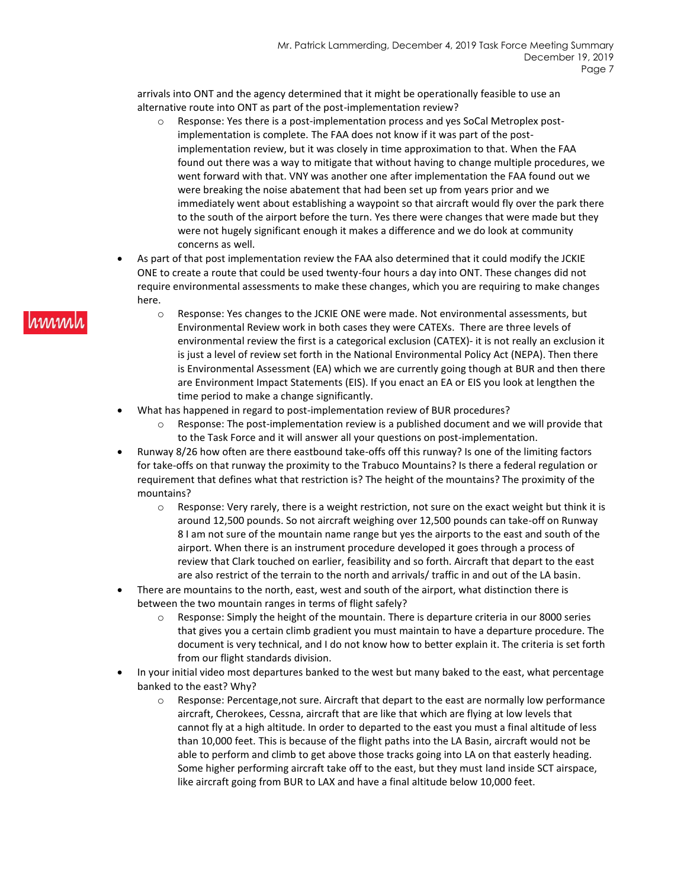arrivals into ONT and the agency determined that it might be operationally feasible to use an alternative route into ONT as part of the post-implementation review?

- Response: Yes there is a post-implementation process and yes SoCal Metroplex post-implementation is complete. The FAA does not know if it was part of the post-implementation review, but it was closely in time approximation to that. When the FAA found out there was a way to mitigate that without having to change multiple procedures, we went forward with that. VNY was another one after implementation the FAA found out we were breaking the noise abatement that had been set up from years prior and we immediately went about establishing a waypoint so that aircraft would fly over the park there to the south of the airport before the turn. Yes there were changes that were made but they were not hugely significant enough it makes a difference and we do look at community concerns as well.

- As part of that post implementation review the FAA also determined that it could modify the JCKIE ONE to create a route that could be used twenty-four hours a day into ONT. These changes did not require environmental assessments to make these changes, which you are requiring to make changes here.
  - Response: Yes changes to the JCKIE ONE were made. Not environmental assessments, but Environmental Review work in both cases they were CATEXs. There are three levels of environmental review the first is a categorical exclusion (CATEX)- it is not really an exclusion it is just a level of review set forth in the National Environmental Policy Act (NEPA). Then there is Environmental Assessment (EA) which we are currently going though at BUR and then there are Environment Impact Statements (EIS). If you enact an EA or EIS you look at lengthen the time period to make a change significantly.
- What has happened in regard to post-implementation review of BUR procedures?
  - Response: The post-implementation review is a published document and we will provide that to the Task Force and it will answer all your questions on post-implementation.
- Runway 8/26 how often are there eastbound take-offs off this runway? Is one of the limiting factors for take-offs on that runway the proximity to the Trabuco Mountains? Is there a federal regulation or requirement that defines what that restriction is? The height of the mountains? The proximity of the mountains?
  - Response: Very rarely, there is a weight restriction, not sure on the exact weight but think it is around 12,500 pounds. So not aircraft weighing over 12,500 pounds can take-off on Runway 8 I am not sure of the mountain name range but yes the airports to the east and south of the airport. When there is an instrument procedure developed it goes through a process of review that Clark touched on earlier, feasibility and so forth. Aircraft that depart to the east are also restrict of the terrain to the north and arrivals/ traffic in and out of the LA basin.
- There are mountains to the north, east, west and south of the airport, what distinction there is between the two mountain ranges in terms of flight safely?
  - Response: Simply the height of the mountain. There is departure criteria in our 8000 series that gives you a certain climb gradient you must maintain to have a departure procedure. The document is very technical, and I do not know how to better explain it. The criteria is set forth from our flight standards division.
- In your initial video most departures banked to the west but many baked to the east, what percentage banked to the east? Why?
  - Response: Percentage,not sure. Aircraft that depart to the east are normally low performance aircraft, Cherokees, Cessna, aircraft that are like that which are flying at low levels that cannot fly at a high altitude. In order to departed to the east you must a final altitude of less than 10,000 feet. This is because of the flight paths into the LA Basin, aircraft would not be able to perform and climb to get above those tracks going into LA on that easterly heading. Some higher performing aircraft take off to the east, but they must land inside SCT airspace, like aircraft going from BUR to LAX and have a final altitude below 10,000 feet.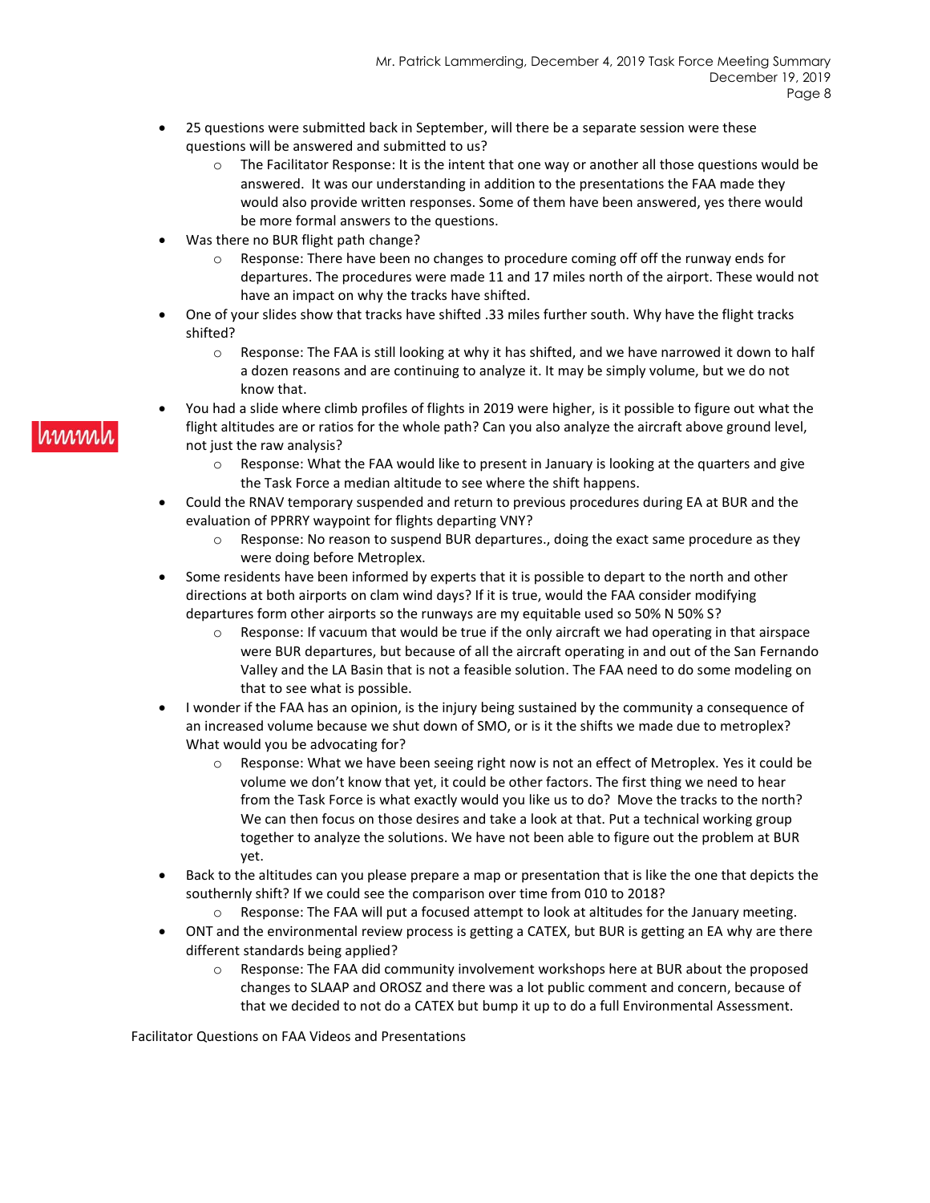- 25 questions were submitted back in September, will there be a separate session were these questions will be answered and submitted to us?
  - The Facilitator Response: It is the intent that one way or another all those questions would be answered. It was our understanding in addition to the presentations the FAA made they would also provide written responses. Some of them have been answered, yes there would be more formal answers to the questions.
- Was there no BUR flight path change?
  - Response: There have been no changes to procedure coming off off the runway ends for departures. The procedures were made 11 and 17 miles north of the airport. These would not have an impact on why the tracks have shifted.
- One of your slides show that tracks have shifted .33 miles further south. Why have the flight tracks shifted?
  - Response: The FAA is still looking at why it has shifted, and we have narrowed it down to half a dozen reasons and are continuing to analyze it. It may be simply volume, but we do not know that.
- You had a slide where climb profiles of flights in 2019 were higher, is it possible to figure out what the flight altitudes are or ratios for the whole path? Can you also analyze the aircraft above ground level, not just the raw analysis?
  - Response: What the FAA would like to present in January is looking at the quarters and give the Task Force a median altitude to see where the shift happens.
- Could the RNAV temporary suspended and return to previous procedures during EA at BUR and the evaluation of PPRRY waypoint for flights departing VNY?
  - Response: No reason to suspend BUR departures., doing the exact same procedure as they were doing before Metroplex.
- Some residents have been informed by experts that it is possible to depart to the north and other directions at both airports on clam wind days? If it is true, would the FAA consider modifying departures form other airports so the runways are my equitable used so 50% N 50% S?
  - Response: If vacuum that would be true if the only aircraft we had operating in that airspace were BUR departures, but because of all the aircraft operating in and out of the San Fernando Valley and the LA Basin that is not a feasible solution. The FAA need to do some modeling on that to see what is possible.
- I wonder if the FAA has an opinion, is the injury being sustained by the community a consequence of an increased volume because we shut down of SMO, or is it the shifts we made due to metroplex? What would you be advocating for?
  - Response: What we have been seeing right now is not an effect of Metroplex. Yes it could be volume we don't know that yet, it could be other factors. The first thing we need to hear from the Task Force is what exactly would you like us to do? Move the tracks to the north? We can then focus on those desires and take a look at that. Put a technical working group together to analyze the solutions. We have not been able to figure out the problem at BUR yet.
- Back to the altitudes can you please prepare a map or presentation that is like the one that depicts the southernly shift? If we could see the comparison over time from 010 to 2018?
  - Response: The FAA will put a focused attempt to look at altitudes for the January meeting.
- ONT and the environmental review process is getting a CATEX, but BUR is getting an EA why are there different standards being applied?
  - Response: The FAA did community involvement workshops here at BUR about the proposed changes to SLAAP and OROSZ and there was a lot public comment and concern, because of that we decided to not do a CATEX but bump it up to do a full Environmental Assessment.

Facilitator Questions on FAA Videos and Presentations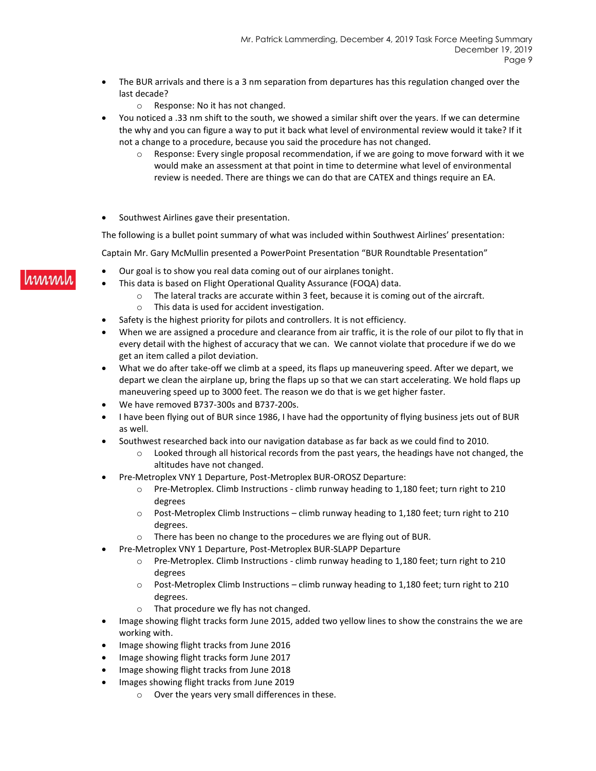- The BUR arrivals and there is a 3 nm separation from departures has this regulation changed over the last decade?
  - Response: No it has not changed.
- You noticed a .33 nm shift to the south, we showed a similar shift over the years. If we can determine the why and you can figure a way to put it back what level of environmental review would it take? If it not a change to a procedure, because you said the procedure has not changed.
  - Response: Every single proposal recommendation, if we are going to move forward with it we would make an assessment at that point in time to determine what level of environmental review is needed. There are things we can do that are CATEX and things require an EA.

- Southwest Airlines gave their presentation.

The following is a bullet point summary of what was included within Southwest Airlines' presentation:

Captain Mr. Gary McMullin presented a PowerPoint Presentation "BUR Roundtable Presentation"

- Our goal is to show you real data coming out of our airplanes tonight.
- This data is based on Flight Operational Quality Assurance (FOQA) data.
  - The lateral tracks are accurate within 3 feet, because it is coming out of the aircraft.
  - This data is used for accident investigation.
- Safety is the highest priority for pilots and controllers. It is not efficiency.
- When we are assigned a procedure and clearance from air traffic, it is the role of our pilot to fly that in every detail with the highest of accuracy that we can. We cannot violate that procedure if we do we get an item called a pilot deviation.
- What we do after take-off we climb at a speed, its flaps up maneuvering speed. After we depart, we depart we clean the airplane up, bring the flaps up so that we can start accelerating. We hold flaps up maneuvering speed up to 3000 feet. The reason we do that is we get higher faster.
- We have removed B737-300s and B737-200s.
- I have been flying out of BUR since 1986, I have had the opportunity of flying business jets out of BUR as well.
- Southwest researched back into our navigation database as far back as we could find to 2010.
  - Looked through all historical records from the past years, the headings have not changed, the altitudes have not changed.
- Pre-Metroplex VNY 1 Departure, Post-Metroplex BUR-OROSZ Departure:
  - Pre-Metroplex. Climb Instructions - climb runway heading to 1,180 feet; turn right to 210 degrees
  - Post-Metroplex Climb Instructions – climb runway heading to 1,180 feet; turn right to 210 degrees.
  - There has been no change to the procedures we are flying out of BUR.
- Pre-Metroplex VNY 1 Departure, Post-Metroplex BUR-SLAPP Departure
  - Pre-Metroplex. Climb Instructions - climb runway heading to 1,180 feet; turn right to 210 degrees
  - Post-Metroplex Climb Instructions – climb runway heading to 1,180 feet; turn right to 210 degrees.
  - That procedure we fly has not changed.
- Image showing flight tracks form June 2015, added two yellow lines to show the constrains the we are working with.
- Image showing flight tracks from June 2016
- Image showing flight tracks form June 2017
- Image showing flight tracks from June 2018
- Images showing flight tracks from June 2019
  - Over the years very small differences in these.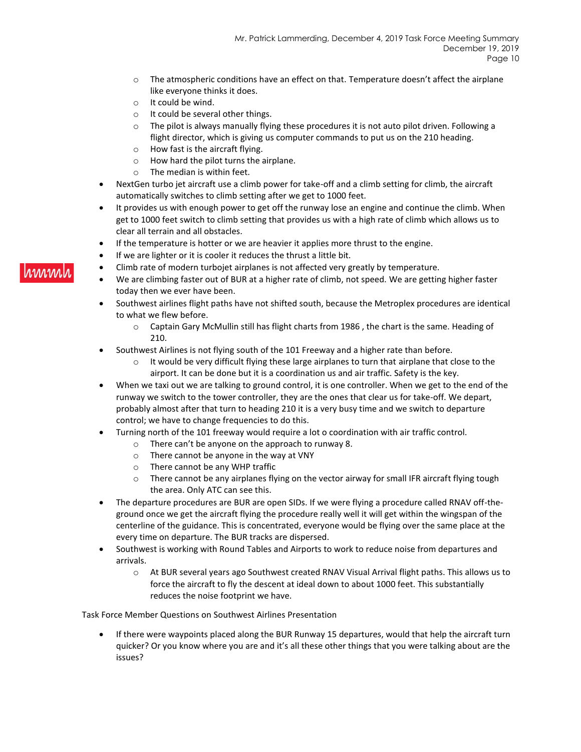- The atmospheric conditions have an effect on that. Temperature doesn't affect the airplane like everyone thinks it does.
  - It could be wind.
  - It could be several other things.
  - The pilot is always manually flying these procedures it is not auto pilot driven. Following a flight director, which is giving us computer commands to put us on the 210 heading.
  - How fast is the aircraft flying.
  - How hard the pilot turns the airplane.
  - The median is within feet.
- NextGen turbo jet aircraft use a climb power for take-off and a climb setting for climb, the aircraft automatically switches to climb setting after we get to 1000 feet.
- It provides us with enough power to get off the runway lose an engine and continue the climb. When get to 1000 feet switch to climb setting that provides us with a high rate of climb which allows us to clear all terrain and all obstacles.
- If the temperature is hotter or we are heavier it applies more thrust to the engine.
- If we are lighter or it is cooler it reduces the thrust a little bit.
- Climb rate of modern turbojet airplanes is not affected very greatly by temperature.
- We are climbing faster out of BUR at a higher rate of climb, not speed. We are getting higher faster today then we ever have been.
- Southwest airlines flight paths have not shifted south, because the Metroplex procedures are identical to what we flew before.
  - Captain Gary McMullin still has flight charts from 1986 , the chart is the same. Heading of 210.
- Southwest Airlines is not flying south of the 101 Freeway and a higher rate than before.
  - It would be very difficult flying these large airplanes to turn that airplane that close to the airport. It can be done but it is a coordination us and air traffic. Safety is the key.
- When we taxi out we are talking to ground control, it is one controller. When we get to the end of the runway we switch to the tower controller, they are the ones that clear us for take-off. We depart, probably almost after that turn to heading 210 it is a very busy time and we switch to departure control; we have to change frequencies to do this.
- Turning north of the 101 freeway would require a lot o coordination with air traffic control.
  - There can't be anyone on the approach to runway 8.
  - There cannot be anyone in the way at VNY
  - There cannot be any WHP traffic
  - There cannot be any airplanes flying on the vector airway for small IFR aircraft flying tough the area. Only ATC can see this.
- The departure procedures are BUR are open SIDs. If we were flying a procedure called RNAV off-the-ground once we get the aircraft flying the procedure really well it will get within the wingspan of the centerline of the guidance. This is concentrated, everyone would be flying over the same place at the every time on departure. The BUR tracks are dispersed.
- Southwest is working with Round Tables and Airports to work to reduce noise from departures and arrivals.
  - At BUR several years ago Southwest created RNAV Visual Arrival flight paths. This allows us to force the aircraft to fly the descent at ideal down to about 1000 feet. This substantially reduces the noise footprint we have.

Task Force Member Questions on Southwest Airlines Presentation

- If there were waypoints placed along the BUR Runway 15 departures, would that help the aircraft turn quicker? Or you know where you are and it's all these other things that you were talking about are the issues?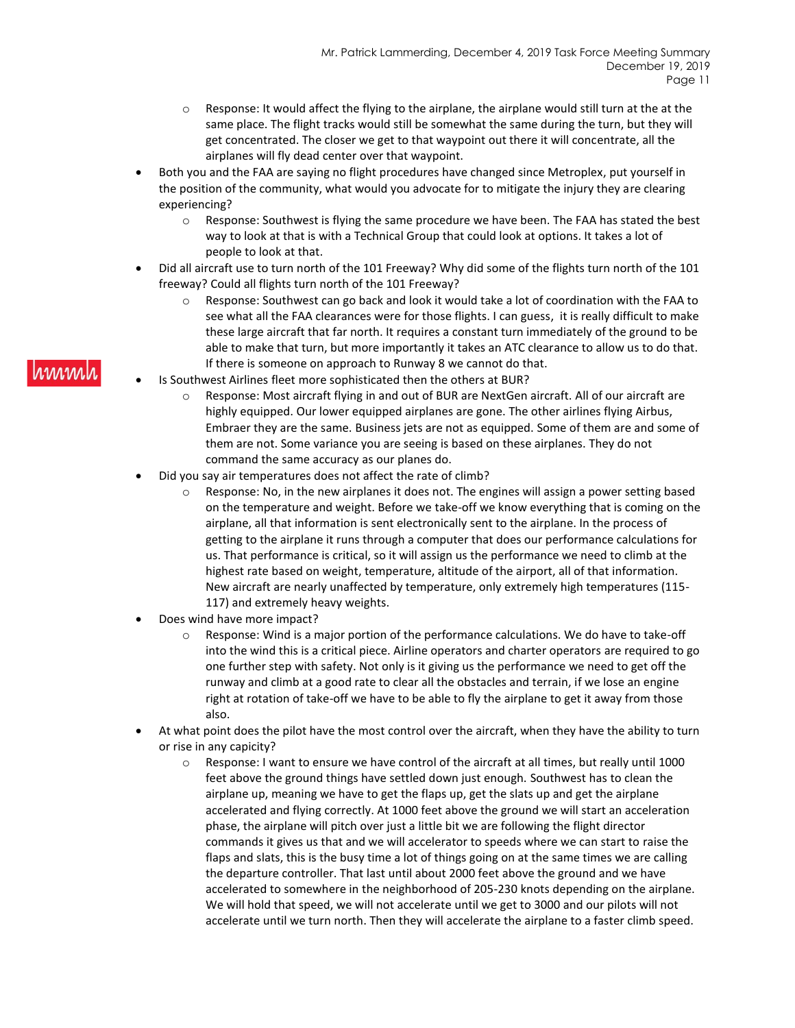- Response: It would affect the flying to the airplane, the airplane would still turn at the at the same place. The flight tracks would still be somewhat the same during the turn, but they will get concentrated. The closer we get to that waypoint out there it will concentrate, all the airplanes will fly dead center over that waypoint.

- Both you and the FAA are saying no flight procedures have changed since Metroplex, put yourself in the position of the community, what would you advocate for to mitigate the injury they are clearing experiencing?
  - Response: Southwest is flying the same procedure we have been. The FAA has stated the best way to look at that is with a Technical Group that could look at options. It takes a lot of people to look at that.
- Did all aircraft use to turn north of the 101 Freeway? Why did some of the flights turn north of the 101 freeway? Could all flights turn north of the 101 Freeway?
  - Response: Southwest can go back and look it would take a lot of coordination with the FAA to see what all the FAA clearances were for those flights. I can guess, it is really difficult to make these large aircraft that far north. It requires a constant turn immediately of the ground to be able to make that turn, but more importantly it takes an ATC clearance to allow us to do that. If there is someone on approach to Runway 8 we cannot do that.
- Is Southwest Airlines fleet more sophisticated then the others at BUR?
  - Response: Most aircraft flying in and out of BUR are NextGen aircraft. All of our aircraft are highly equipped. Our lower equipped airplanes are gone. The other airlines flying Airbus, Embraer they are the same. Business jets are not as equipped. Some of them are and some of them are not. Some variance you are seeing is based on these airplanes. They do not command the same accuracy as our planes do.
- Did you say air temperatures does not affect the rate of climb?
  - Response: No, in the new airplanes it does not. The engines will assign a power setting based on the temperature and weight. Before we take-off we know everything that is coming on the airplane, all that information is sent electronically sent to the airplane. In the process of getting to the airplane it runs through a computer that does our performance calculations for us. That performance is critical, so it will assign us the performance we need to climb at the highest rate based on weight, temperature, altitude of the airport, all of that information. New aircraft are nearly unaffected by temperature, only extremely high temperatures (115-117) and extremely heavy weights.
- Does wind have more impact?
  - Response: Wind is a major portion of the performance calculations. We do have to take-off into the wind this is a critical piece. Airline operators and charter operators are required to go one further step with safety. Not only is it giving us the performance we need to get off the runway and climb at a good rate to clear all the obstacles and terrain, if we lose an engine right at rotation of take-off we have to be able to fly the airplane to get it away from those also.
- At what point does the pilot have the most control over the aircraft, when they have the ability to turn or rise in any capicity?
  - Response: I want to ensure we have control of the aircraft at all times, but really until 1000 feet above the ground things have settled down just enough. Southwest has to clean the airplane up, meaning we have to get the flaps up, get the slats up and get the airplane accelerated and flying correctly. At 1000 feet above the ground we will start an acceleration phase, the airplane will pitch over just a little bit we are following the flight director commands it gives us that and we will accelerator to speeds where we can start to raise the flaps and slats, this is the busy time a lot of things going on at the same times we are calling the departure controller. That last until about 2000 feet above the ground and we have accelerated to somewhere in the neighborhood of 205-230 knots depending on the airplane. We will hold that speed, we will not accelerate until we get to 3000 and our pilots will not accelerate until we turn north. Then they will accelerate the airplane to a faster climb speed.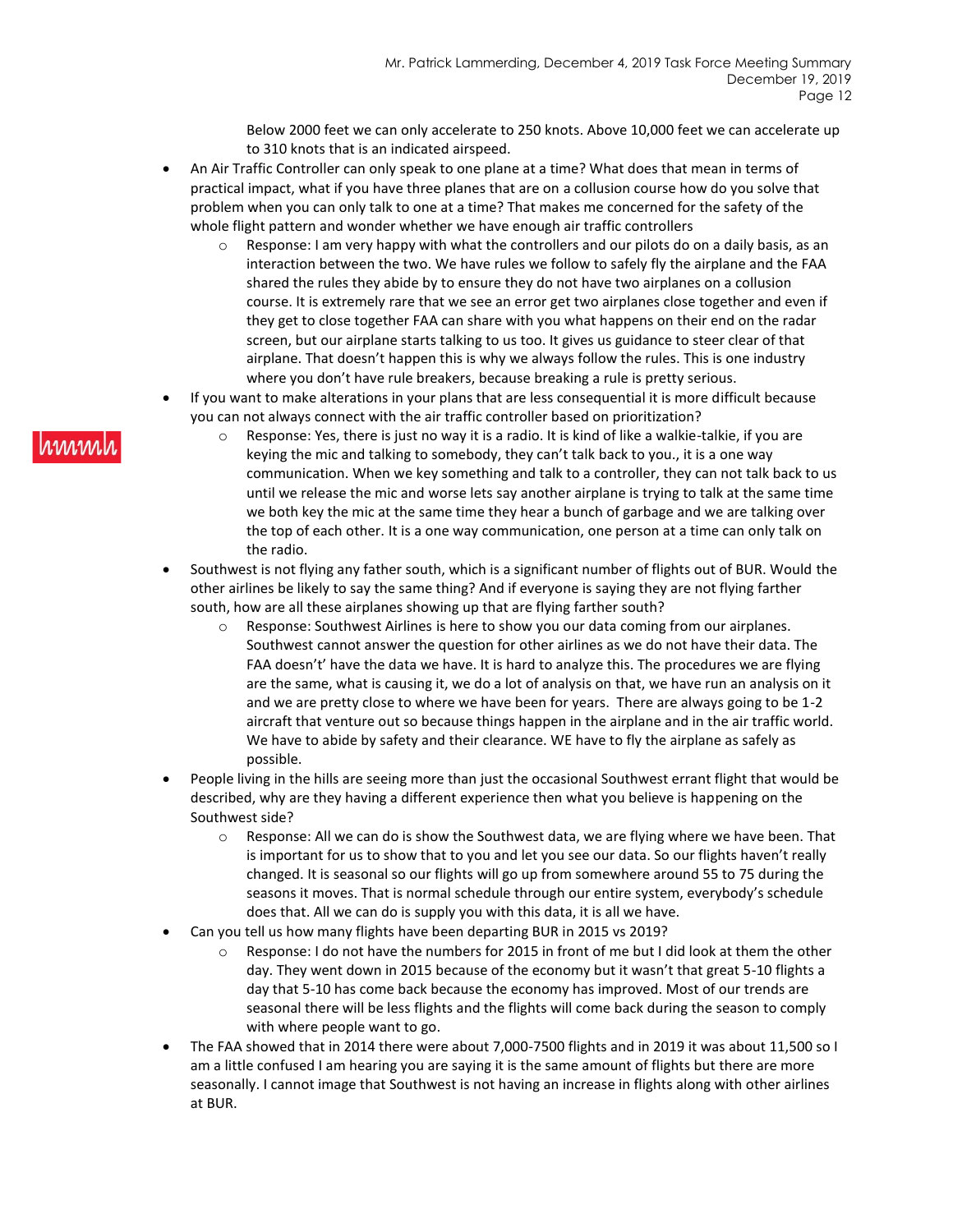Below 2000 feet we can only accelerate to 250 knots. Above 10,000 feet we can accelerate up to 310 knots that is an indicated airspeed.

- An Air Traffic Controller can only speak to one plane at a time? What does that mean in terms of practical impact, what if you have three planes that are on a collusion course how do you solve that problem when you can only talk to one at a time? That makes me concerned for the safety of the whole flight pattern and wonder whether we have enough air traffic controllers
  - Response: I am very happy with what the controllers and our pilots do on a daily basis, as an interaction between the two. We have rules we follow to safely fly the airplane and the FAA shared the rules they abide by to ensure they do not have two airplanes on a collusion course. It is extremely rare that we see an error get two airplanes close together and even if they get to close together FAA can share with you what happens on their end on the radar screen, but our airplane starts talking to us too. It gives us guidance to steer clear of that airplane. That doesn't happen this is why we always follow the rules. This is one industry where you don't have rule breakers, because breaking a rule is pretty serious.
- If you want to make alterations in your plans that are less consequential it is more difficult because you can not always connect with the air traffic controller based on prioritization?
  - Response: Yes, there is just no way it is a radio. It is kind of like a walkie-talkie, if you are keying the mic and talking to somebody, they can't talk back to you., it is a one way communication. When we key something and talk to a controller, they can not talk back to us until we release the mic and worse lets say another airplane is trying to talk at the same time we both key the mic at the same time they hear a bunch of garbage and we are talking over the top of each other. It is a one way communication, one person at a time can only talk on the radio.
- Southwest is not flying any father south, which is a significant number of flights out of BUR. Would the other airlines be likely to say the same thing? And if everyone is saying they are not flying farther south, how are all these airplanes showing up that are flying farther south?
  - Response: Southwest Airlines is here to show you our data coming from our airplanes. Southwest cannot answer the question for other airlines as we do not have their data. The FAA doesn't' have the data we have. It is hard to analyze this. The procedures we are flying are the same, what is causing it, we do a lot of analysis on that, we have run an analysis on it and we are pretty close to where we have been for years. There are always going to be 1-2 aircraft that venture out so because things happen in the airplane and in the air traffic world. We have to abide by safety and their clearance. WE have to fly the airplane as safely as possible.
- People living in the hills are seeing more than just the occasional Southwest errant flight that would be described, why are they having a different experience then what you believe is happening on the Southwest side?
  - Response: All we can do is show the Southwest data, we are flying where we have been. That is important for us to show that to you and let you see our data. So our flights haven't really changed. It is seasonal so our flights will go up from somewhere around 55 to 75 during the seasons it moves. That is normal schedule through our entire system, everybody's schedule does that. All we can do is supply you with this data, it is all we have.
- Can you tell us how many flights have been departing BUR in 2015 vs 2019?
  - Response: I do not have the numbers for 2015 in front of me but I did look at them the other day. They went down in 2015 because of the economy but it wasn't that great 5-10 flights a day that 5-10 has come back because the economy has improved. Most of our trends are seasonal there will be less flights and the flights will come back during the season to comply with where people want to go.
- The FAA showed that in 2014 there were about 7,000-7500 flights and in 2019 it was about 11,500 so I am a little confused I am hearing you are saying it is the same amount of flights but there are more seasonally. I cannot image that Southwest is not having an increase in flights along with other airlines at BUR.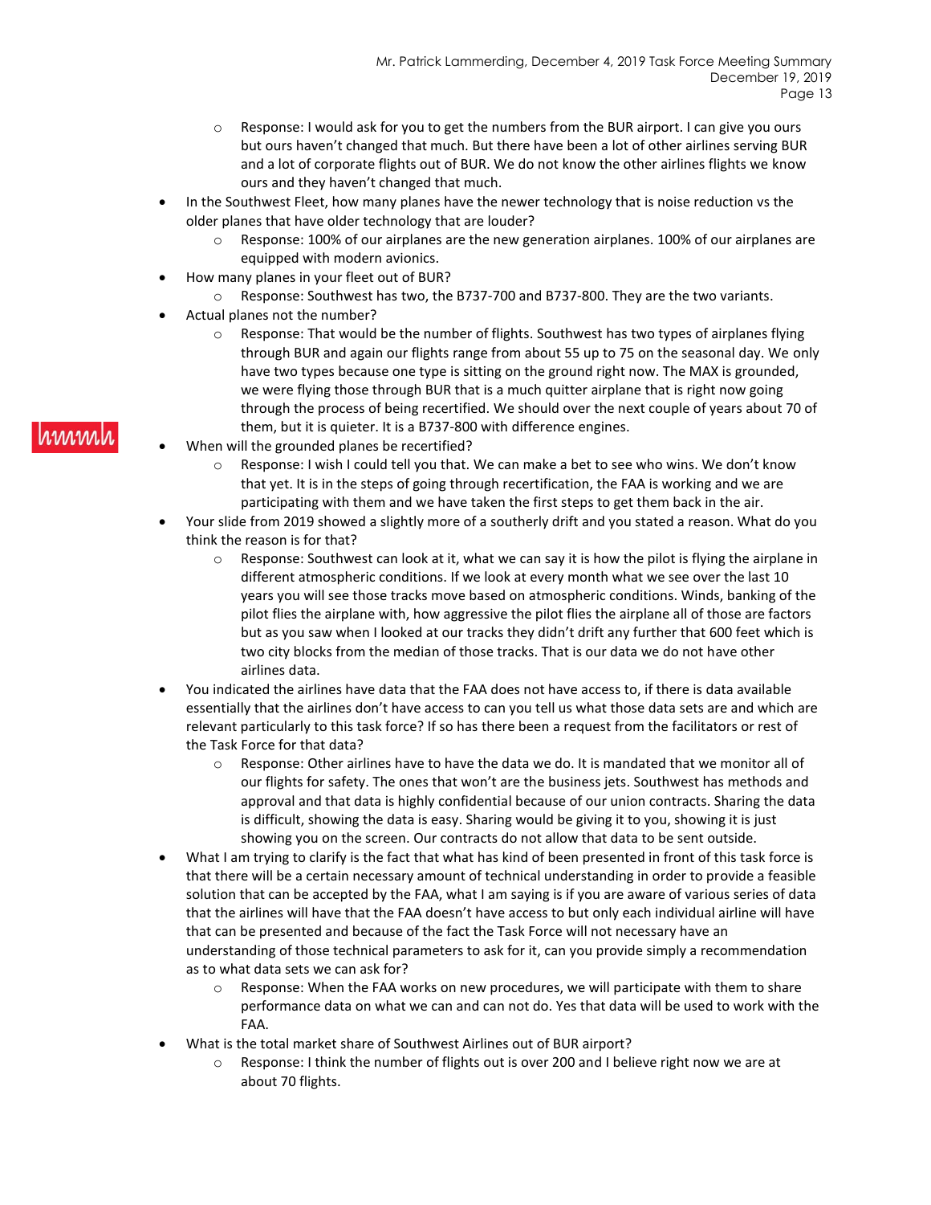- Response: I would ask for you to get the numbers from the BUR airport. I can give you ours but ours haven't changed that much. But there have been a lot of other airlines serving BUR and a lot of corporate flights out of BUR. We do not know the other airlines flights we know ours and they haven't changed that much.

- In the Southwest Fleet, how many planes have the newer technology that is noise reduction vs the older planes that have older technology that are louder?
  - Response: 100% of our airplanes are the new generation airplanes. 100% of our airplanes are equipped with modern avionics.
- How many planes in your fleet out of BUR?
  - Response: Southwest has two, the B737-700 and B737-800. They are the two variants.
- Actual planes not the number?
  - Response: That would be the number of flights. Southwest has two types of airplanes flying through BUR and again our flights range from about 55 up to 75 on the seasonal day. We only have two types because one type is sitting on the ground right now. The MAX is grounded, we were flying those through BUR that is a much quitter airplane that is right now going through the process of being recertified. We should over the next couple of years about 70 of them, but it is quieter. It is a B737-800 with difference engines.
- When will the grounded planes be recertified?
  - Response: I wish I could tell you that. We can make a bet to see who wins. We don't know that yet. It is in the steps of going through recertification, the FAA is working and we are participating with them and we have taken the first steps to get them back in the air.
- Your slide from 2019 showed a slightly more of a southerly drift and you stated a reason. What do you think the reason is for that?
  - Response: Southwest can look at it, what we can say it is how the pilot is flying the airplane in different atmospheric conditions. If we look at every month what we see over the last 10 years you will see those tracks move based on atmospheric conditions. Winds, banking of the pilot flies the airplane with, how aggressive the pilot flies the airplane all of those are factors but as you saw when I looked at our tracks they didn't drift any further that 600 feet which is two city blocks from the median of those tracks. That is our data we do not have other airlines data.
- You indicated the airlines have data that the FAA does not have access to, if there is data available essentially that the airlines don't have access to can you tell us what those data sets are and which are relevant particularly to this task force? If so has there been a request from the facilitators or rest of the Task Force for that data?
  - Response: Other airlines have to have the data we do. It is mandated that we monitor all of our flights for safety. The ones that won't are the business jets. Southwest has methods and approval and that data is highly confidential because of our union contracts. Sharing the data is difficult, showing the data is easy. Sharing would be giving it to you, showing it is just showing you on the screen. Our contracts do not allow that data to be sent outside.
- What I am trying to clarify is the fact that what has kind of been presented in front of this task force is that there will be a certain necessary amount of technical understanding in order to provide a feasible solution that can be accepted by the FAA, what I am saying is if you are aware of various series of data that the airlines will have that the FAA doesn't have access to but only each individual airline will have that can be presented and because of the fact the Task Force will not necessary have an understanding of those technical parameters to ask for it, can you provide simply a recommendation as to what data sets we can ask for?
  - Response: When the FAA works on new procedures, we will participate with them to share performance data on what we can and can not do. Yes that data will be used to work with the FAA.
- What is the total market share of Southwest Airlines out of BUR airport?
  - Response: I think the number of flights out is over 200 and I believe right now we are at about 70 flights.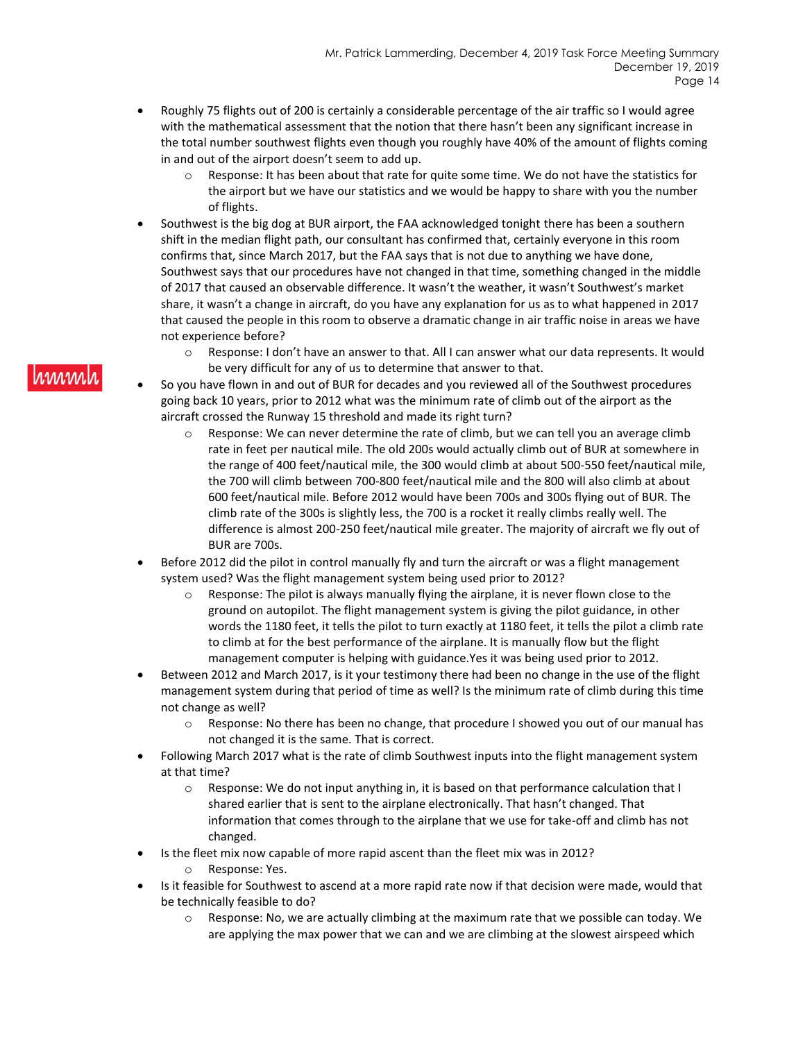- Roughly 75 flights out of 200 is certainly a considerable percentage of the air traffic so I would agree with the mathematical assessment that the notion that there hasn't been any significant increase in the total number southwest flights even though you roughly have 40% of the amount of flights coming in and out of the airport doesn't seem to add up.
  - Response: It has been about that rate for quite some time. We do not have the statistics for the airport but we have our statistics and we would be happy to share with you the number of flights.
- Southwest is the big dog at BUR airport, the FAA acknowledged tonight there has been a southern shift in the median flight path, our consultant has confirmed that, certainly everyone in this room confirms that, since March 2017, but the FAA says that is not due to anything we have done, Southwest says that our procedures have not changed in that time, something changed in the middle of 2017 that caused an observable difference. It wasn't the weather, it wasn't Southwest's market share, it wasn't a change in aircraft, do you have any explanation for us as to what happened in 2017 that caused the people in this room to observe a dramatic change in air traffic noise in areas we have not experience before?
  - Response: I don't have an answer to that. All I can answer what our data represents. It would be very difficult for any of us to determine that answer to that.
- So you have flown in and out of BUR for decades and you reviewed all of the Southwest procedures going back 10 years, prior to 2012 what was the minimum rate of climb out of the airport as the aircraft crossed the Runway 15 threshold and made its right turn?
  - Response: We can never determine the rate of climb, but we can tell you an average climb rate in feet per nautical mile. The old 200s would actually climb out of BUR at somewhere in the range of 400 feet/nautical mile, the 300 would climb at about 500-550 feet/nautical mile, the 700 will climb between 700-800 feet/nautical mile and the 800 will also climb at about 600 feet/nautical mile. Before 2012 would have been 700s and 300s flying out of BUR. The climb rate of the 300s is slightly less, the 700 is a rocket it really climbs really well. The difference is almost 200-250 feet/nautical mile greater. The majority of aircraft we fly out of BUR are 700s.
- Before 2012 did the pilot in control manually fly and turn the aircraft or was a flight management system used? Was the flight management system being used prior to 2012?
  - Response: The pilot is always manually flying the airplane, it is never flown close to the ground on autopilot. The flight management system is giving the pilot guidance, in other words the 1180 feet, it tells the pilot to turn exactly at 1180 feet, it tells the pilot a climb rate to climb at for the best performance of the airplane. It is manually flow but the flight management computer is helping with guidance.Yes it was being used prior to 2012.
- Between 2012 and March 2017, is it your testimony there had been no change in the use of the flight management system during that period of time as well? Is the minimum rate of climb during this time not change as well?
  - Response: No there has been no change, that procedure I showed you out of our manual has not changed it is the same. That is correct.
- Following March 2017 what is the rate of climb Southwest inputs into the flight management system at that time?
  - Response: We do not input anything in, it is based on that performance calculation that I shared earlier that is sent to the airplane electronically. That hasn't changed. That information that comes through to the airplane that we use for take-off and climb has not changed.
- Is the fleet mix now capable of more rapid ascent than the fleet mix was in 2012?
  - Response: Yes.
- Is it feasible for Southwest to ascend at a more rapid rate now if that decision were made, would that be technically feasible to do?
  - Response: No, we are actually climbing at the maximum rate that we possible can today. We are applying the max power that we can and we are climbing at the slowest airspeed which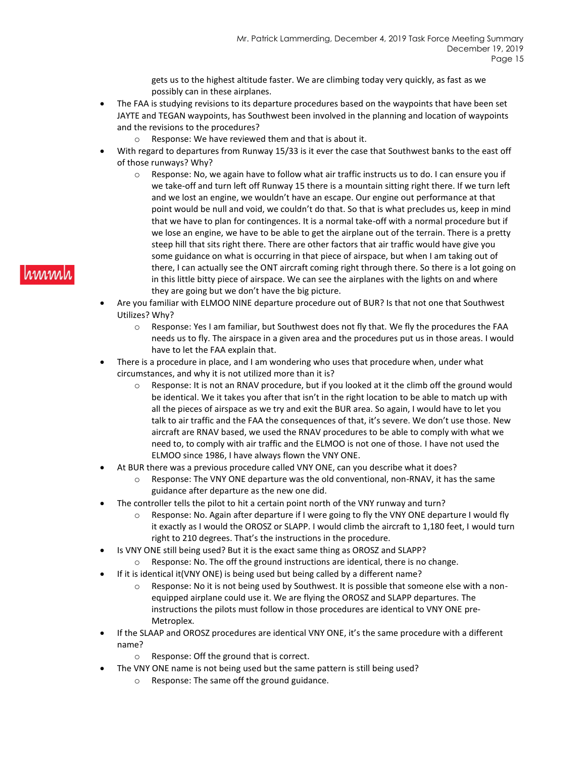gets us to the highest altitude faster. We are climbing today very quickly, as fast as we possibly can in these airplanes.

- The FAA is studying revisions to its departure procedures based on the waypoints that have been set JAYTE and TEGAN waypoints, has Southwest been involved in the planning and location of waypoints and the revisions to the procedures?
  - Response: We have reviewed them and that is about it.
- With regard to departures from Runway 15/33 is it ever the case that Southwest banks to the east off of those runways? Why?
  - Response: No, we again have to follow what air traffic instructs us to do. I can ensure you if we take-off and turn left off Runway 15 there is a mountain sitting right there. If we turn left and we lost an engine, we wouldn't have an escape. Our engine out performance at that point would be null and void, we couldn't do that. So that is what precludes us, keep in mind that we have to plan for contingences. It is a normal take-off with a normal procedure but if we lose an engine, we have to be able to get the airplane out of the terrain. There is a pretty steep hill that sits right there. There are other factors that air traffic would have give you some guidance on what is occurring in that piece of airspace, but when I am taking out of there, I can actually see the ONT aircraft coming right through there. So there is a lot going on in this little bitty piece of airspace. We can see the airplanes with the lights on and where they are going but we don't have the big picture.
- Are you familiar with ELMOO NINE departure procedure out of BUR? Is that not one that Southwest Utilizes? Why?
  - Response: Yes I am familiar, but Southwest does not fly that. We fly the procedures the FAA needs us to fly. The airspace in a given area and the procedures put us in those areas. I would have to let the FAA explain that.
- There is a procedure in place, and I am wondering who uses that procedure when, under what circumstances, and why it is not utilized more than it is?
  - Response: It is not an RNAV procedure, but if you looked at it the climb off the ground would be identical. We it takes you after that isn't in the right location to be able to match up with all the pieces of airspace as we try and exit the BUR area. So again, I would have to let you talk to air traffic and the FAA the consequences of that, it's severe. We don't use those. New aircraft are RNAV based, we used the RNAV procedures to be able to comply with what we need to, to comply with air traffic and the ELMOO is not one of those. I have not used the ELMOO since 1986, I have always flown the VNY ONE.
- At BUR there was a previous procedure called VNY ONE, can you describe what it does?
  - Response: The VNY ONE departure was the old conventional, non-RNAV, it has the same guidance after departure as the new one did.
- The controller tells the pilot to hit a certain point north of the VNY runway and turn?
  - Response: No. Again after departure if I were going to fly the VNY ONE departure I would fly it exactly as I would the OROSZ or SLAPP. I would climb the aircraft to 1,180 feet, I would turn right to 210 degrees. That's the instructions in the procedure.
- Is VNY ONE still being used? But it is the exact same thing as OROSZ and SLAPP?
  - Response: No. The off the ground instructions are identical, there is no change.
- If it is identical it(VNY ONE) is being used but being called by a different name?
  - Response: No it is not being used by Southwest. It is possible that someone else with a non-equipped airplane could use it. We are flying the OROSZ and SLAPP departures. The instructions the pilots must follow in those procedures are identical to VNY ONE pre-Metroplex.
- If the SLAAP and OROSZ procedures are identical VNY ONE, it's the same procedure with a different name?
  - Response: Off the ground that is correct.
- The VNY ONE name is not being used but the same pattern is still being used?
  - Response: The same off the ground guidance.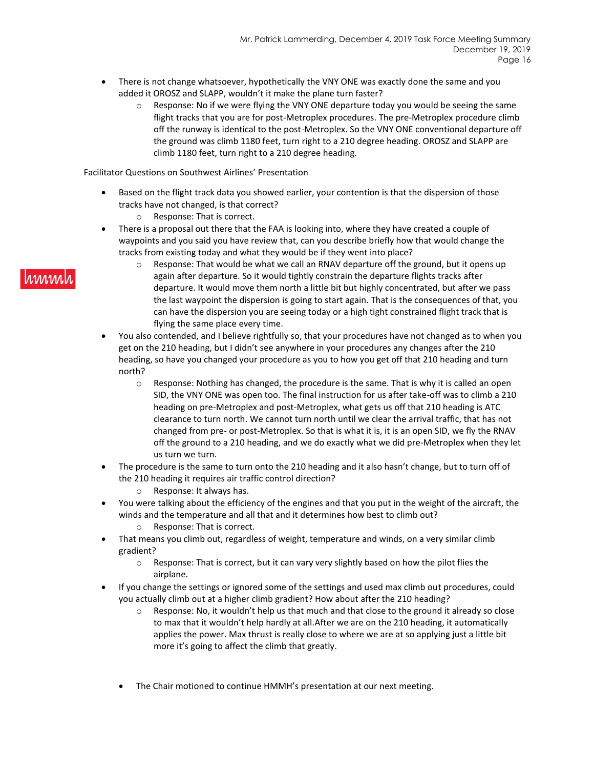- There is not change whatsoever, hypothetically the VNY ONE was exactly done the same and you added it OROSZ and SLAPP, wouldn't it make the plane turn faster?
    - Response: No if we were flying the VNY ONE departure today you would be seeing the same flight tracks that you are for post-Metroplex procedures. The pre-Metroplex procedure climb off the runway is identical to the post-Metroplex. So the VNY ONE conventional departure off the ground was climb 1180 feet, turn right to a 210 degree heading. OROSZ and SLAPP are climb 1180 feet, turn right to a 210 degree heading.

Facilitator Questions on Southwest Airlines' Presentation

- Based on the flight track data you showed earlier, your contention is that the dispersion of those tracks have not changed, is that correct?
    - Response: That is correct.
- There is a proposal out there that the FAA is looking into, where they have created a couple of waypoints and you said you have review that, can you describe briefly how that would change the tracks from existing today and what they would be if they went into place?
    - Response: That would be what we call an RNAV departure off the ground, but it opens up again after departure. So it would tightly constrain the departure flights tracks after departure. It would move them north a little bit but highly concentrated, but after we pass the last waypoint the dispersion is going to start again. That is the consequences of that, you can have the dispersion you are seeing today or a high tight constrained flight track that is flying the same place every time.
- You also contended, and I believe rightfully so, that your procedures have not changed as to when you get on the 210 heading, but I didn't see anywhere in your procedures any changes after the 210 heading, so have you changed your procedure as you to how you get off that 210 heading and turn north?
    - Response: Nothing has changed, the procedure is the same. That is why it is called an open SID, the VNY ONE was open too. The final instruction for us after take-off was to climb a 210 heading on pre-Metroplex and post-Metroplex, what gets us off that 210 heading is ATC clearance to turn north. We cannot turn north until we clear the arrival traffic, that has not changed from pre- or post-Metroplex. So that is what it is, it is an open SID, we fly the RNAV off the ground to a 210 heading, and we do exactly what we did pre-Metroplex when they let us turn we turn.
- The procedure is the same to turn onto the 210 heading and it also hasn't change, but to turn off of the 210 heading it requires air traffic control direction?
    - Response: It always has.
- You were talking about the efficiency of the engines and that you put in the weight of the aircraft, the winds and the temperature and all that and it determines how best to climb out?
    - Response: That is correct.
- That means you climb out, regardless of weight, temperature and winds, on a very similar climb gradient?
    - Response: That is correct, but it can vary very slightly based on how the pilot flies the airplane.
- If you change the settings or ignored some of the settings and used max climb out procedures, could you actually climb out at a higher climb gradient? How about after the 210 heading?
    - Response: No, it wouldn't help us that much and that close to the ground it already so close to max that it wouldn't help hardly at all.After we are on the 210 heading, it automatically applies the power. Max thrust is really close to where we are at so applying just a little bit more it's going to affect the climb that greatly.

- The Chair motioned to continue HMMH's presentation at our next meeting.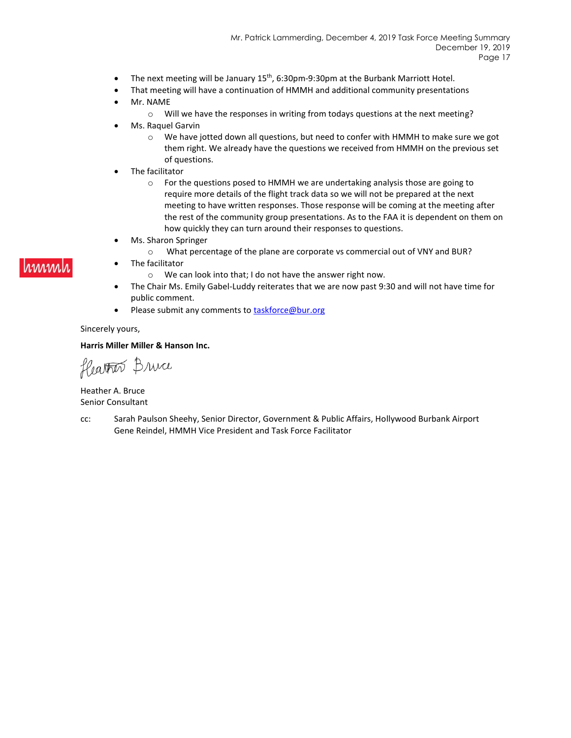- The next meeting will be January 15th, 6:30pm-9:30pm at the Burbank Marriott Hotel.
- That meeting will have a continuation of HMMH and additional community presentations
- Mr. NAME
  - Will we have the responses in writing from todays questions at the next meeting?
- Ms. Raquel Garvin
  - We have jotted down all questions, but need to confer with HMMH to make sure we got them right. We already have the questions we received from HMMH on the previous set of questions.
- The facilitator
  - For the questions posed to HMMH we are undertaking analysis those are going to require more details of the flight track data so we will not be prepared at the next meeting to have written responses. Those response will be coming at the meeting after the rest of the community group presentations. As to the FAA it is dependent on them on how quickly they can turn around their responses to questions.
- Ms. Sharon Springer
  - What percentage of the plane are corporate vs commercial out of VNY and BUR?
- The facilitator
  - We can look into that; I do not have the answer right now.
- The Chair Ms. Emily Gabel-Luddy reiterates that we are now past 9:30 and will not have time for public comment.
- Please submit any comments to taskforce@bur.org

Sincerely yours,

**Harris Miller Miller & Hanson Inc.**

Heather Bruce

Heather A. Bruce
Senior Consultant

cc: Sarah Paulson Sheehy, Senior Director, Government & Public Affairs, Hollywood Burbank Airport
Gene Reindel, HMMH Vice President and Task Force Facilitator